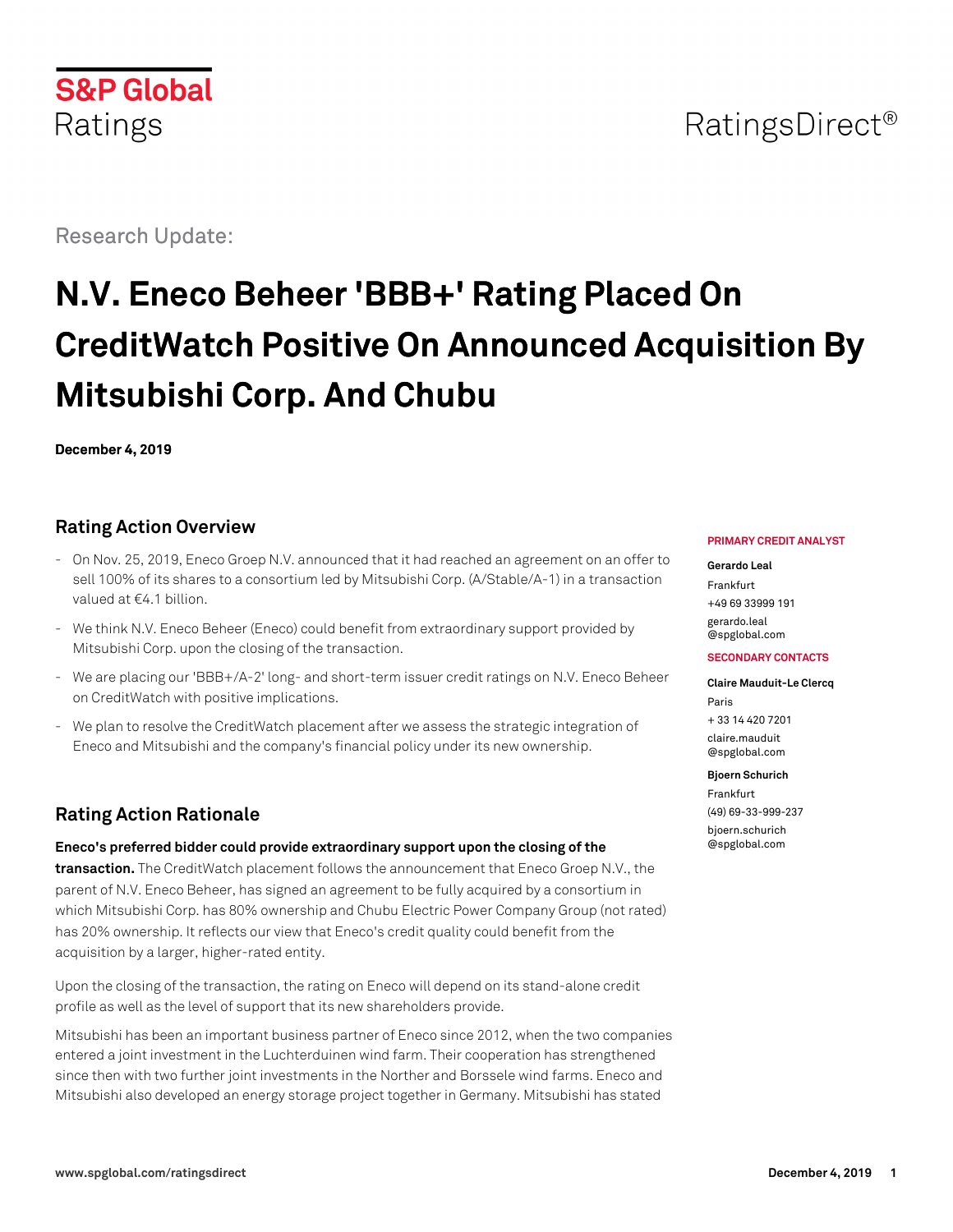S&P Global Ratings

RatingsDirect®

Research Update:

# N.V. Eneco Beheer 'BBB+' Rating Placed On CreditWatch Positive On Announced Acquisition By Mitsubishi Corp. And Chubu

**December 4, 2019**

**PRIMARY CREDIT ANALYST**

**Gerardo Leal**
Frankfurt
+49 69 33999 191
gerardo.leal@spglobal.com

**SECONDARY CONTACTS**

**Claire Mauduit-Le Clercq**
Paris
+ 33 14 420 7201
claire.mauduit@spglobal.com

**Bjoern Schurich**
Frankfurt
(49) 69-33-999-237
bjoern.schurich@spglobal.com

## Rating Action Overview

- On Nov. 25, 2019, Eneco Groep N.V. announced that it had reached an agreement on an offer to sell 100% of its shares to a consortium led by Mitsubishi Corp. (A/Stable/A-1) in a transaction valued at €4.1 billion.
- We think N.V. Eneco Beheer (Eneco) could benefit from extraordinary support provided by Mitsubishi Corp. upon the closing of the transaction.
- We are placing our 'BBB+/A-2' long- and short-term issuer credit ratings on N.V. Eneco Beheer on CreditWatch with positive implications.
- We plan to resolve the CreditWatch placement after we assess the strategic integration of Eneco and Mitsubishi and the company's financial policy under its new ownership.

## Rating Action Rationale

**Eneco's preferred bidder could provide extraordinary support upon the closing of the transaction.** The CreditWatch placement follows the announcement that Eneco Groep N.V., the parent of N.V. Eneco Beheer, has signed an agreement to be fully acquired by a consortium in which Mitsubishi Corp. has 80% ownership and Chubu Electric Power Company Group (not rated) has 20% ownership. It reflects our view that Eneco's credit quality could benefit from the acquisition by a larger, higher-rated entity.

Upon the closing of the transaction, the rating on Eneco will depend on its stand-alone credit profile as well as the level of support that its new shareholders provide.

Mitsubishi has been an important business partner of Eneco since 2012, when the two companies entered a joint investment in the Luchterduinen wind farm. Their cooperation has strengthened since then with two further joint investments in the Norther and Borssele wind farms. Eneco and Mitsubishi also developed an energy storage project together in Germany. Mitsubishi has stated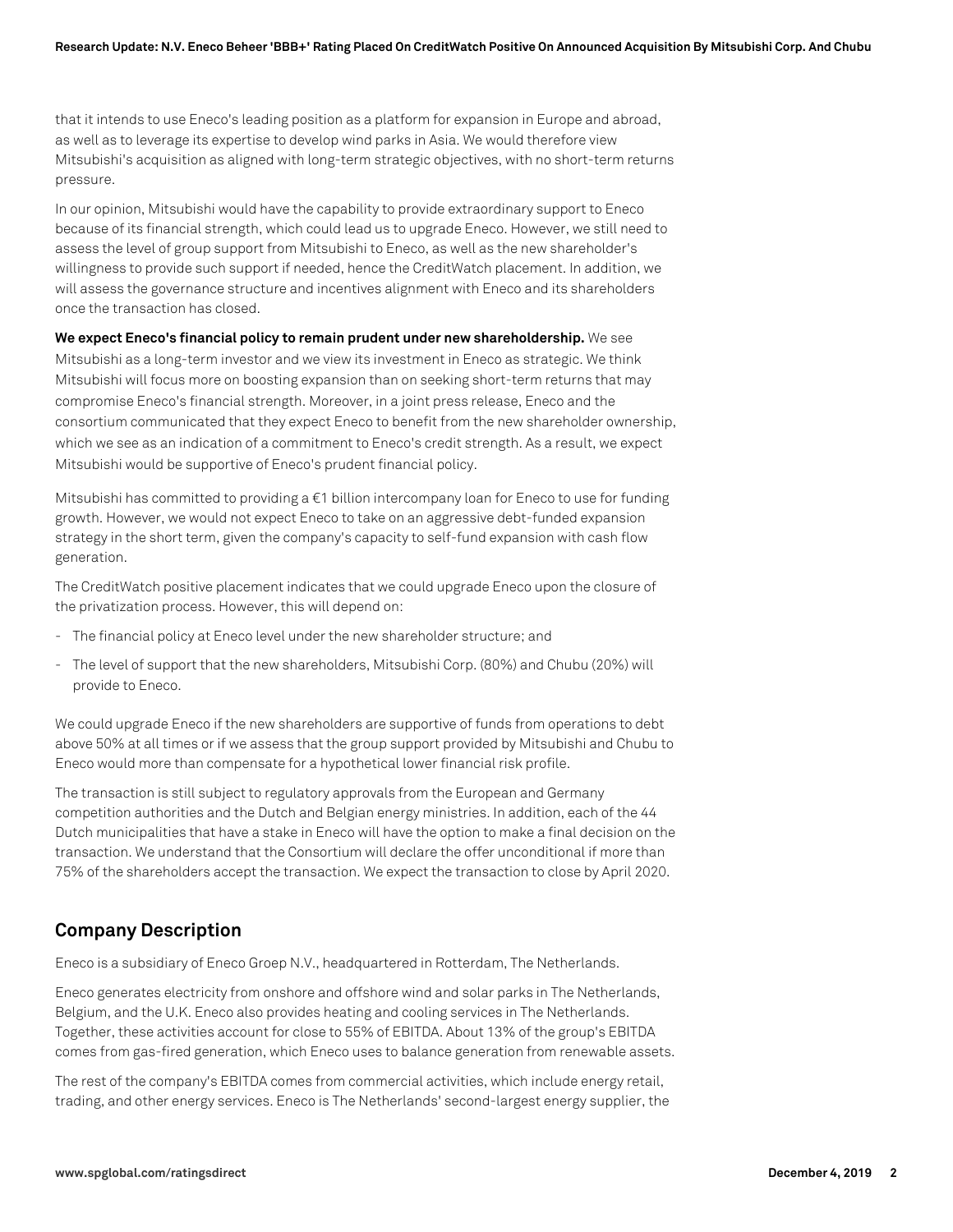that it intends to use Eneco's leading position as a platform for expansion in Europe and abroad, as well as to leverage its expertise to develop wind parks in Asia. We would therefore view Mitsubishi's acquisition as aligned with long-term strategic objectives, with no short-term returns pressure.

In our opinion, Mitsubishi would have the capability to provide extraordinary support to Eneco because of its financial strength, which could lead us to upgrade Eneco. However, we still need to assess the level of group support from Mitsubishi to Eneco, as well as the new shareholder's willingness to provide such support if needed, hence the CreditWatch placement. In addition, we will assess the governance structure and incentives alignment with Eneco and its shareholders once the transaction has closed.

**We expect Eneco's financial policy to remain prudent under new shareholdership.** We see Mitsubishi as a long-term investor and we view its investment in Eneco as strategic. We think Mitsubishi will focus more on boosting expansion than on seeking short-term returns that may compromise Eneco's financial strength. Moreover, in a joint press release, Eneco and the consortium communicated that they expect Eneco to benefit from the new shareholder ownership, which we see as an indication of a commitment to Eneco's credit strength. As a result, we expect Mitsubishi would be supportive of Eneco's prudent financial policy.

Mitsubishi has committed to providing a €1 billion intercompany loan for Eneco to use for funding growth. However, we would not expect Eneco to take on an aggressive debt-funded expansion strategy in the short term, given the company's capacity to self-fund expansion with cash flow generation.

The CreditWatch positive placement indicates that we could upgrade Eneco upon the closure of the privatization process. However, this will depend on:

- The financial policy at Eneco level under the new shareholder structure; and
- The level of support that the new shareholders, Mitsubishi Corp. (80%) and Chubu (20%) will provide to Eneco.

We could upgrade Eneco if the new shareholders are supportive of funds from operations to debt above 50% at all times or if we assess that the group support provided by Mitsubishi and Chubu to Eneco would more than compensate for a hypothetical lower financial risk profile.

The transaction is still subject to regulatory approvals from the European and Germany competition authorities and the Dutch and Belgian energy ministries. In addition, each of the 44 Dutch municipalities that have a stake in Eneco will have the option to make a final decision on the transaction. We understand that the Consortium will declare the offer unconditional if more than 75% of the shareholders accept the transaction. We expect the transaction to close by April 2020.

## Company Description

Eneco is a subsidiary of Eneco Groep N.V., headquartered in Rotterdam, The Netherlands.

Eneco generates electricity from onshore and offshore wind and solar parks in The Netherlands, Belgium, and the U.K. Eneco also provides heating and cooling services in The Netherlands. Together, these activities account for close to 55% of EBITDA. About 13% of the group's EBITDA comes from gas-fired generation, which Eneco uses to balance generation from renewable assets.

The rest of the company's EBITDA comes from commercial activities, which include energy retail, trading, and other energy services. Eneco is The Netherlands' second-largest energy supplier, the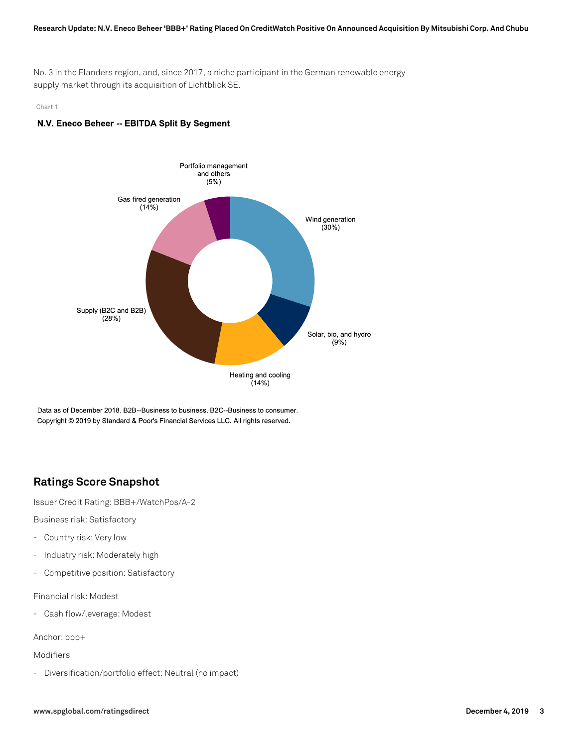No. 3 in the Flanders region, and, since 2017, a niche participant in the German renewable energy supply market through its acquisition of Lichtblick SE.

Chart 1

**N.V. Eneco Beheer -- EBITDA Split By Segment**

Portfolio management and others (5%)

Gas-fired generation (14%)

Wind generation (30%)

Supply (B2C and B2B) (28%)

Solar, bio, and hydro (9%)

Heating and cooling (14%)

Data as of December 2018. B2B--Business to business. B2C--Business to consumer.
Copyright © 2019 by Standard & Poor's Financial Services LLC. All rights reserved.

## Ratings Score Snapshot

Issuer Credit Rating: BBB+/WatchPos/A-2

Business risk: Satisfactory

- Country risk: Very low
- Industry risk: Moderately high
- Competitive position: Satisfactory

Financial risk: Modest

- Cash flow/leverage: Modest

Anchor: bbb+

Modifiers

- Diversification/portfolio effect: Neutral (no impact)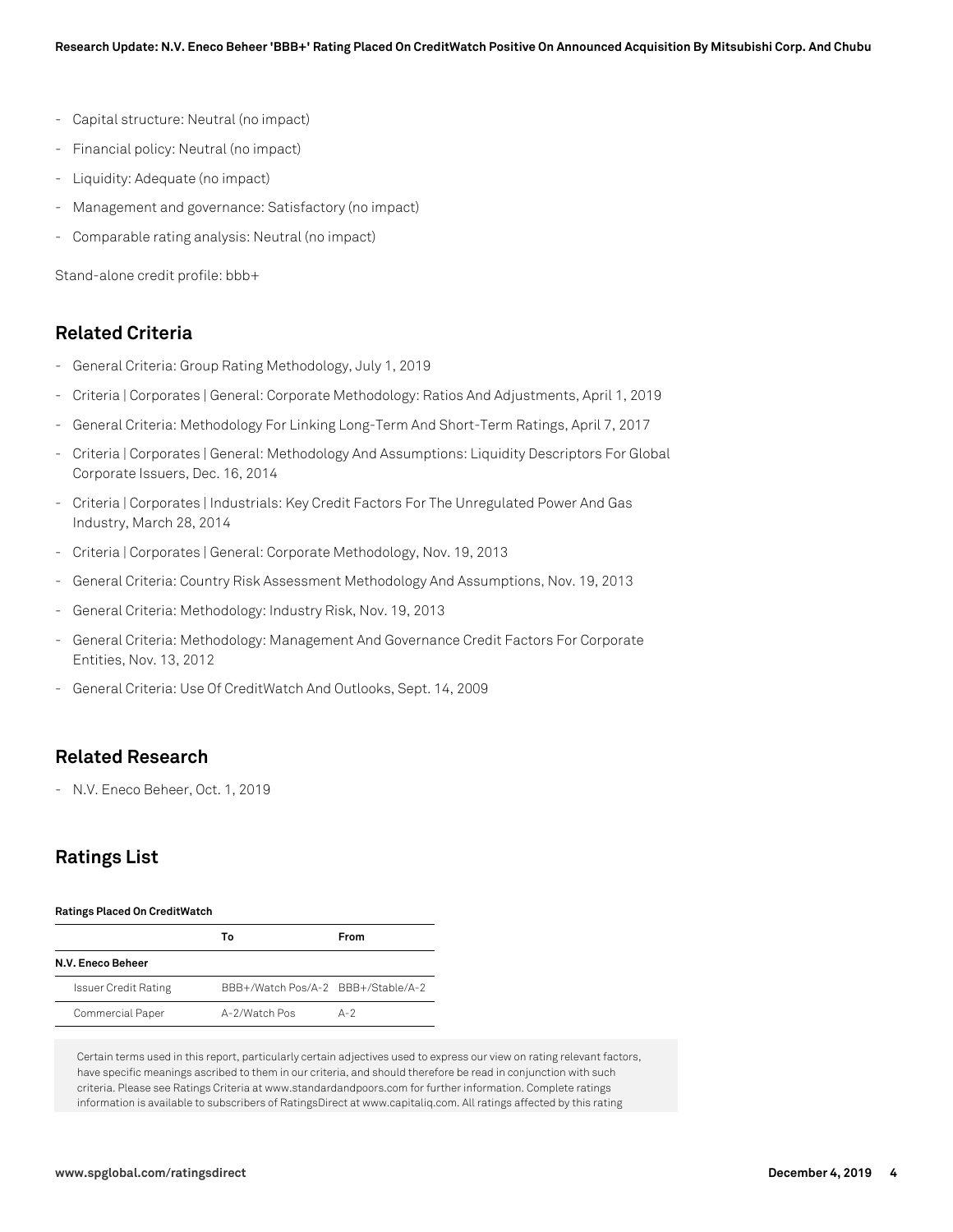- Capital structure: Neutral (no impact)
- Financial policy: Neutral (no impact)
- Liquidity: Adequate (no impact)
- Management and governance: Satisfactory (no impact)
- Comparable rating analysis: Neutral (no impact)

Stand-alone credit profile: bbb+

## Related Criteria

- General Criteria: Group Rating Methodology, July 1, 2019
- Criteria | Corporates | General: Corporate Methodology: Ratios And Adjustments, April 1, 2019
- General Criteria: Methodology For Linking Long-Term And Short-Term Ratings, April 7, 2017
- Criteria | Corporates | General: Methodology And Assumptions: Liquidity Descriptors For Global Corporate Issuers, Dec. 16, 2014
- Criteria | Corporates | Industrials: Key Credit Factors For The Unregulated Power And Gas Industry, March 28, 2014
- Criteria | Corporates | General: Corporate Methodology, Nov. 19, 2013
- General Criteria: Country Risk Assessment Methodology And Assumptions, Nov. 19, 2013
- General Criteria: Methodology: Industry Risk, Nov. 19, 2013
- General Criteria: Methodology: Management And Governance Credit Factors For Corporate Entities, Nov. 13, 2012
- General Criteria: Use Of CreditWatch And Outlooks, Sept. 14, 2009

## Related Research

- N.V. Eneco Beheer, Oct. 1, 2019

## Ratings List

**Ratings Placed On CreditWatch**

| | To | From |
|---|---|---|
| **N.V. Eneco Beheer** | | |
| Issuer Credit Rating | BBB+/Watch Pos/A-2 | BBB+/Stable/A-2 |
| Commercial Paper | A-2/Watch Pos | A-2 |

Certain terms used in this report, particularly certain adjectives used to express our view on rating relevant factors, have specific meanings ascribed to them in our criteria, and should therefore be read in conjunction with such criteria. Please see Ratings Criteria at www.standardandpoors.com for further information. Complete ratings information is available to subscribers of RatingsDirect at www.capitaliq.com. All ratings affected by this rating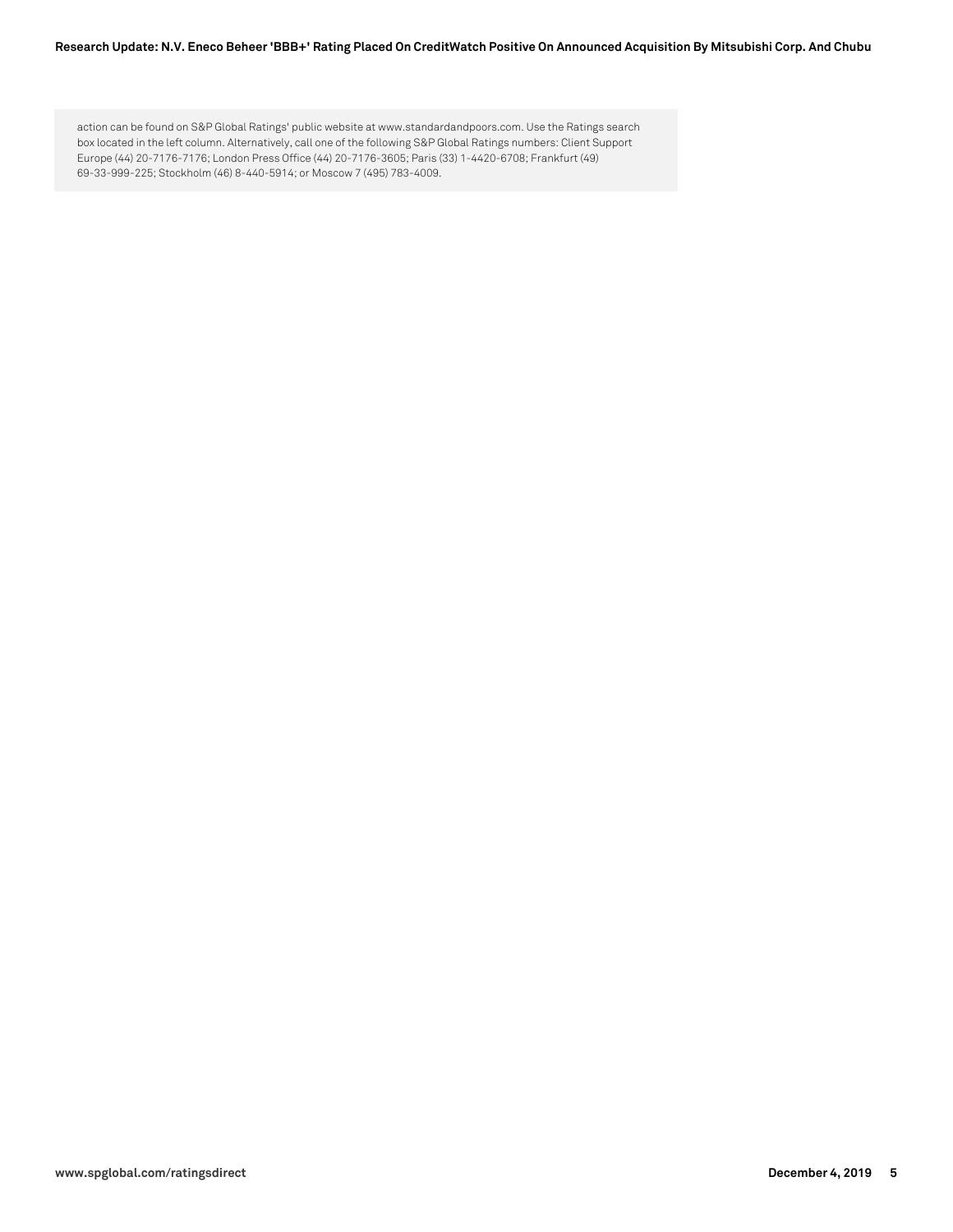action can be found on S&P Global Ratings' public website at www.standardandpoors.com. Use the Ratings search box located in the left column. Alternatively, call one of the following S&P Global Ratings numbers: Client Support Europe (44) 20-7176-7176; London Press Office (44) 20-7176-3605; Paris (33) 1-4420-6708; Frankfurt (49) 69-33-999-225; Stockholm (46) 8-440-5914; or Moscow 7 (495) 783-4009.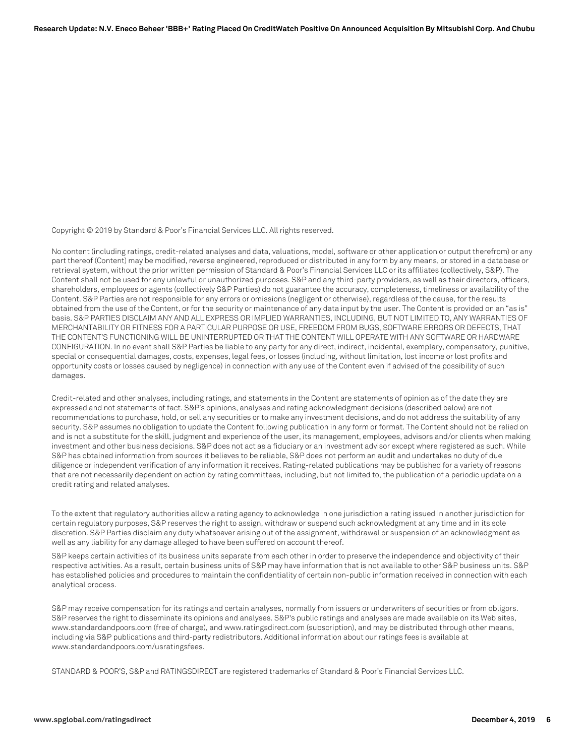Copyright © 2019 by Standard & Poor's Financial Services LLC. All rights reserved.

No content (including ratings, credit-related analyses and data, valuations, model, software or other application or output therefrom) or any part thereof (Content) may be modified, reverse engineered, reproduced or distributed in any form by any means, or stored in a database or retrieval system, without the prior written permission of Standard & Poor's Financial Services LLC or its affiliates (collectively, S&P). The Content shall not be used for any unlawful or unauthorized purposes. S&P and any third-party providers, as well as their directors, officers, shareholders, employees or agents (collectively S&P Parties) do not guarantee the accuracy, completeness, timeliness or availability of the Content. S&P Parties are not responsible for any errors or omissions (negligent or otherwise), regardless of the cause, for the results obtained from the use of the Content, or for the security or maintenance of any data input by the user. The Content is provided on an "as is" basis. S&P PARTIES DISCLAIM ANY AND ALL EXPRESS OR IMPLIED WARRANTIES, INCLUDING, BUT NOT LIMITED TO, ANY WARRANTIES OF MERCHANTABILITY OR FITNESS FOR A PARTICULAR PURPOSE OR USE, FREEDOM FROM BUGS, SOFTWARE ERRORS OR DEFECTS, THAT THE CONTENT'S FUNCTIONING WILL BE UNINTERRUPTED OR THAT THE CONTENT WILL OPERATE WITH ANY SOFTWARE OR HARDWARE CONFIGURATION. In no event shall S&P Parties be liable to any party for any direct, indirect, incidental, exemplary, compensatory, punitive, special or consequential damages, costs, expenses, legal fees, or losses (including, without limitation, lost income or lost profits and opportunity costs or losses caused by negligence) in connection with any use of the Content even if advised of the possibility of such damages.

Credit-related and other analyses, including ratings, and statements in the Content are statements of opinion as of the date they are expressed and not statements of fact. S&P's opinions, analyses and rating acknowledgment decisions (described below) are not recommendations to purchase, hold, or sell any securities or to make any investment decisions, and do not address the suitability of any security. S&P assumes no obligation to update the Content following publication in any form or format. The Content should not be relied on and is not a substitute for the skill, judgment and experience of the user, its management, employees, advisors and/or clients when making investment and other business decisions. S&P does not act as a fiduciary or an investment advisor except where registered as such. While S&P has obtained information from sources it believes to be reliable, S&P does not perform an audit and undertakes no duty of due diligence or independent verification of any information it receives. Rating-related publications may be published for a variety of reasons that are not necessarily dependent on action by rating committees, including, but not limited to, the publication of a periodic update on a credit rating and related analyses.

To the extent that regulatory authorities allow a rating agency to acknowledge in one jurisdiction a rating issued in another jurisdiction for certain regulatory purposes, S&P reserves the right to assign, withdraw or suspend such acknowledgment at any time and in its sole discretion. S&P Parties disclaim any duty whatsoever arising out of the assignment, withdrawal or suspension of an acknowledgment as well as any liability for any damage alleged to have been suffered on account thereof.

S&P keeps certain activities of its business units separate from each other in order to preserve the independence and objectivity of their respective activities. As a result, certain business units of S&P may have information that is not available to other S&P business units. S&P has established policies and procedures to maintain the confidentiality of certain non-public information received in connection with each analytical process.

S&P may receive compensation for its ratings and certain analyses, normally from issuers or underwriters of securities or from obligors. S&P reserves the right to disseminate its opinions and analyses. S&P's public ratings and analyses are made available on its Web sites, www.standardandpoors.com (free of charge), and www.ratingsdirect.com (subscription), and may be distributed through other means, including via S&P publications and third-party redistributors. Additional information about our ratings fees is available at www.standardandpoors.com/usratingsfees.

STANDARD & POOR'S, S&P and RATINGSDIRECT are registered trademarks of Standard & Poor's Financial Services LLC.